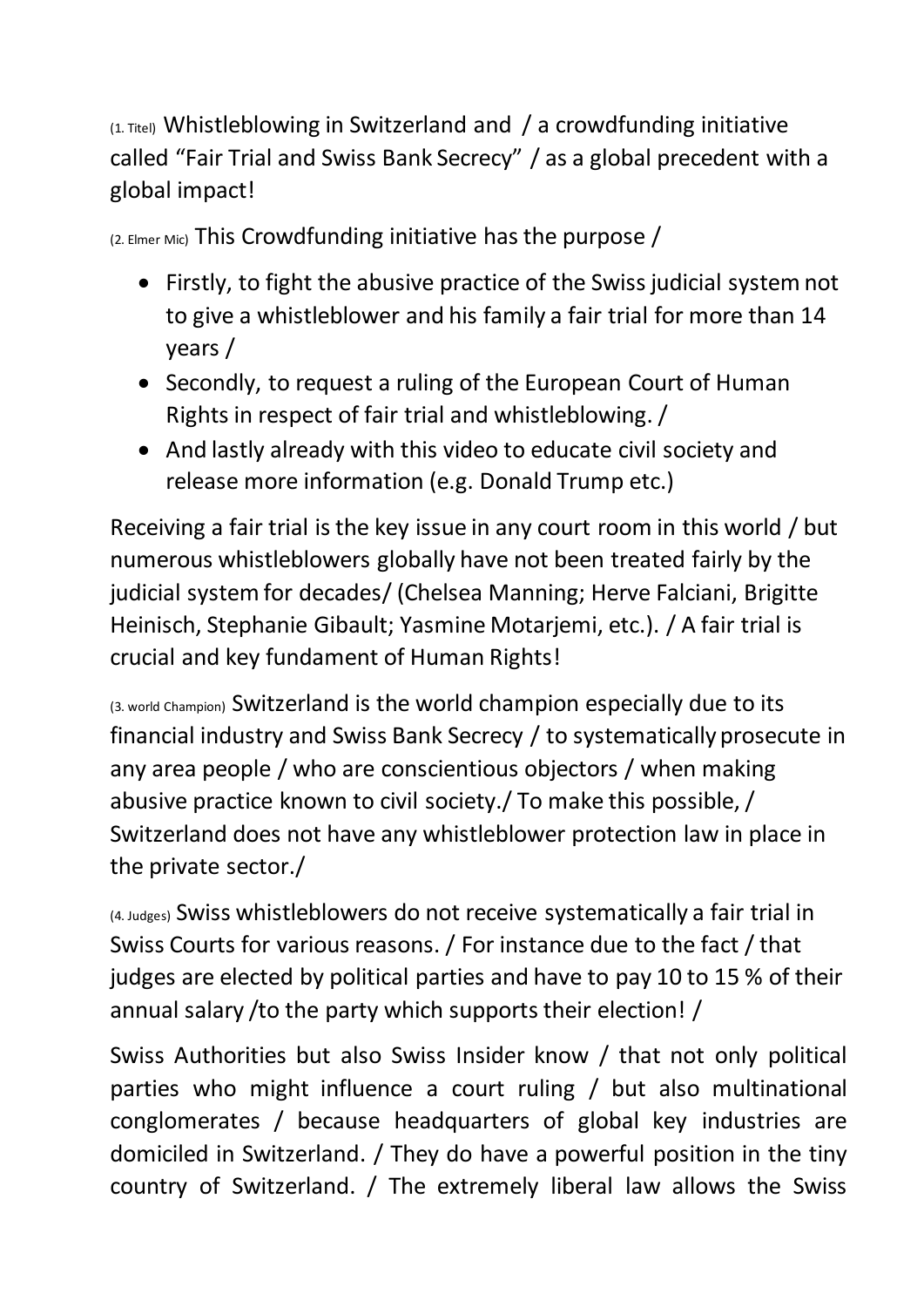(1. Titel) Whistleblowing in Switzerland and / a crowdfunding initiative called “Fair Trial and Swiss Bank Secrecy” / as a global precedent with a global impact!

(2. Elmer Mic) This Crowdfunding initiative has the purpose /

- Firstly, to fight the abusive practice of the Swiss judicial system not to give a whistleblower and his family a fair trial for more than 14 years /
- Secondly, to request a ruling of the European Court of Human Rights in respect of fair trial and whistleblowing. /
- And lastly already with this video to educate civil society and release more information (e.g. Donald Trump etc.)

Receiving a fair trial is the key issue in any court room in this world / but numerous whistleblowers globally have not been treated fairly by the judicial system for decades/ (Chelsea Manning; Herve Falciani, Brigitte Heinisch, Stephanie Gibault; Yasmine Motarjemi, etc.). / A fair trial is crucial and key fundament of Human Rights!

(3. world Champion) Switzerland is the world champion especially due to its financial industry and Swiss Bank Secrecy / to systematically prosecute in any area people / who are conscientious objectors / when making abusive practice known to civil society./ To make this possible, / Switzerland does not have any whistleblower protection law in place in the private sector./

(4. Judges) Swiss whistleblowers do not receive systematically a fair trial in Swiss Courts for various reasons. / For instance due to the fact / that judges are elected by political parties and have to pay 10 to 15 % of their annual salary /to the party which supports their election! /

Swiss Authorities but also Swiss Insider know / that not only political parties who might influence a court ruling / but also multinational conglomerates / because headquarters of global key industries are domiciled in Switzerland. / They do have a powerful position in the tiny country of Switzerland. / The extremely liberal law allows the Swiss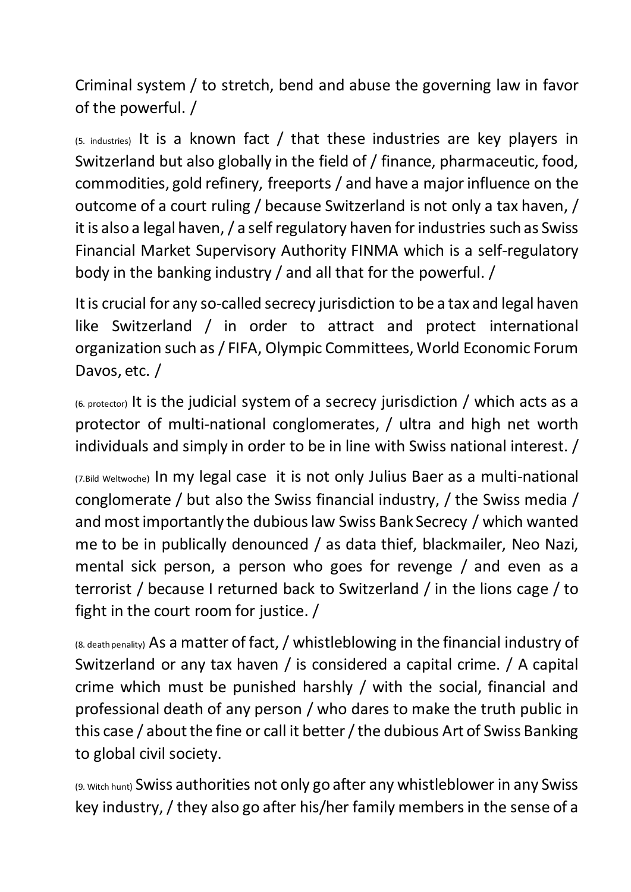Criminal system / to stretch, bend and abuse the governing law in favor of the powerful. /

(5. industries) It is a known fact / that these industries are key players in Switzerland but also globally in the field of / finance, pharmaceutic, food, commodities, gold refinery, freeports / and have a major influence on the outcome of a court ruling / because Switzerland is not only a tax haven, / it is also a legal haven, / a self regulatory haven for industries such as Swiss Financial Market Supervisory Authority FINMA which is a self-regulatory body in the banking industry / and all that for the powerful. /

It is crucial for any so-called secrecy jurisdiction to be a tax and legal haven like Switzerland / in order to attract and protect international organization such as / FIFA, Olympic Committees, World Economic Forum Davos, etc. /

(6. protector) It is the judicial system of a secrecy jurisdiction / which acts as a protector of multi-national conglomerates, / ultra and high net worth individuals and simply in order to be in line with Swiss national interest. /

(7.Bild Weltwoche) In my legal case it is not only Julius Baer as a multi-national conglomerate / but also the Swiss financial industry, / the Swiss media / and most importantly the dubious law Swiss Bank Secrecy / which wanted me to be in publically denounced / as data thief, blackmailer, Neo Nazi, mental sick person, a person who goes for revenge / and even as a terrorist / because I returned back to Switzerland / in the lions cage / to fight in the court room for justice. /

(8. death penality) As a matter of fact, / whistleblowing in the financial industry of Switzerland or any tax haven / is considered a capital crime. / A capital crime which must be punished harshly / with the social, financial and professional death of any person / who dares to make the truth public in this case / about the fine or call it better / the dubious Art of Swiss Banking to global civil society.

(9. Witch hunt) Swiss authorities not only go after any whistleblower in any Swiss key industry, / they also go after his/her family members in the sense of a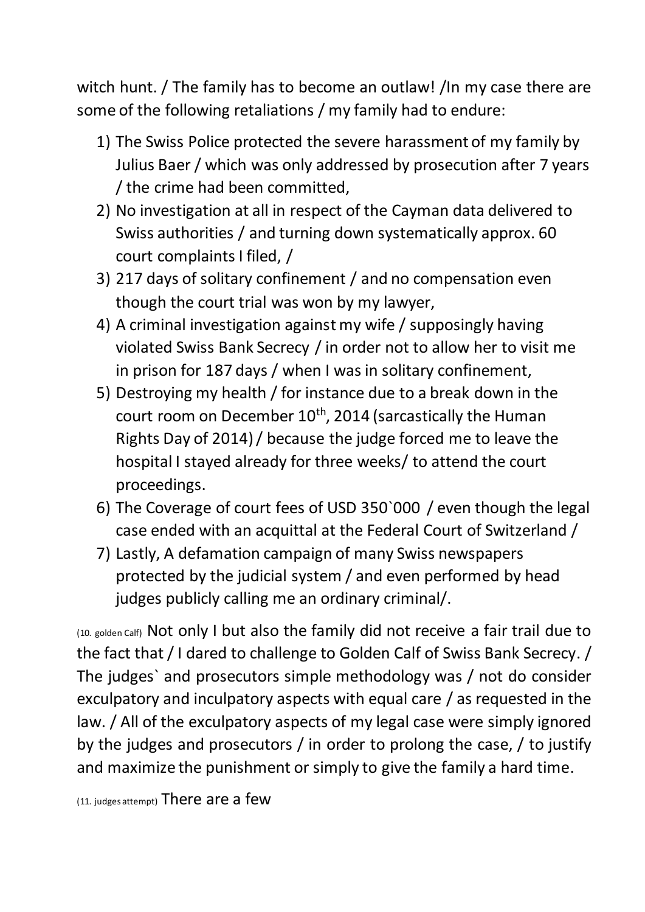witch hunt. / The family has to become an outlaw! /In my case there are some of the following retaliations / my family had to endure:

1) The Swiss Police protected the severe harassment of my family by Julius Baer / which was only addressed by prosecution after 7 years / the crime had been committed,
2) No investigation at all in respect of the Cayman data delivered to Swiss authorities / and turning down systematically approx. 60 court complaints I filed, /
3) 217 days of solitary confinement / and no compensation even though the court trial was won by my lawyer,
4) A criminal investigation against my wife / supposingly having violated Swiss Bank Secrecy / in order not to allow her to visit me in prison for 187 days / when I was in solitary confinement,
5) Destroying my health / for instance due to a break down in the court room on December 10th, 2014 (sarcastically the Human Rights Day of 2014) / because the judge forced me to leave the hospital I stayed already for three weeks/ to attend the court proceedings.
6) The Coverage of court fees of USD 350`000 / even though the legal case ended with an acquittal at the Federal Court of Switzerland /
7) Lastly, A defamation campaign of many Swiss newspapers protected by the judicial system / and even performed by head judges publicly calling me an ordinary criminal/.

(10. golden Calf) Not only I but also the family did not receive a fair trail due to the fact that / I dared to challenge to Golden Calf of Swiss Bank Secrecy. / The judges` and prosecutors simple methodology was / not do consider exculpatory and inculpatory aspects with equal care / as requested in the law. / All of the exculpatory aspects of my legal case were simply ignored by the judges and prosecutors / in order to prolong the case, / to justify and maximize the punishment or simply to give the family a hard time.

(11. judges attempt) There are a few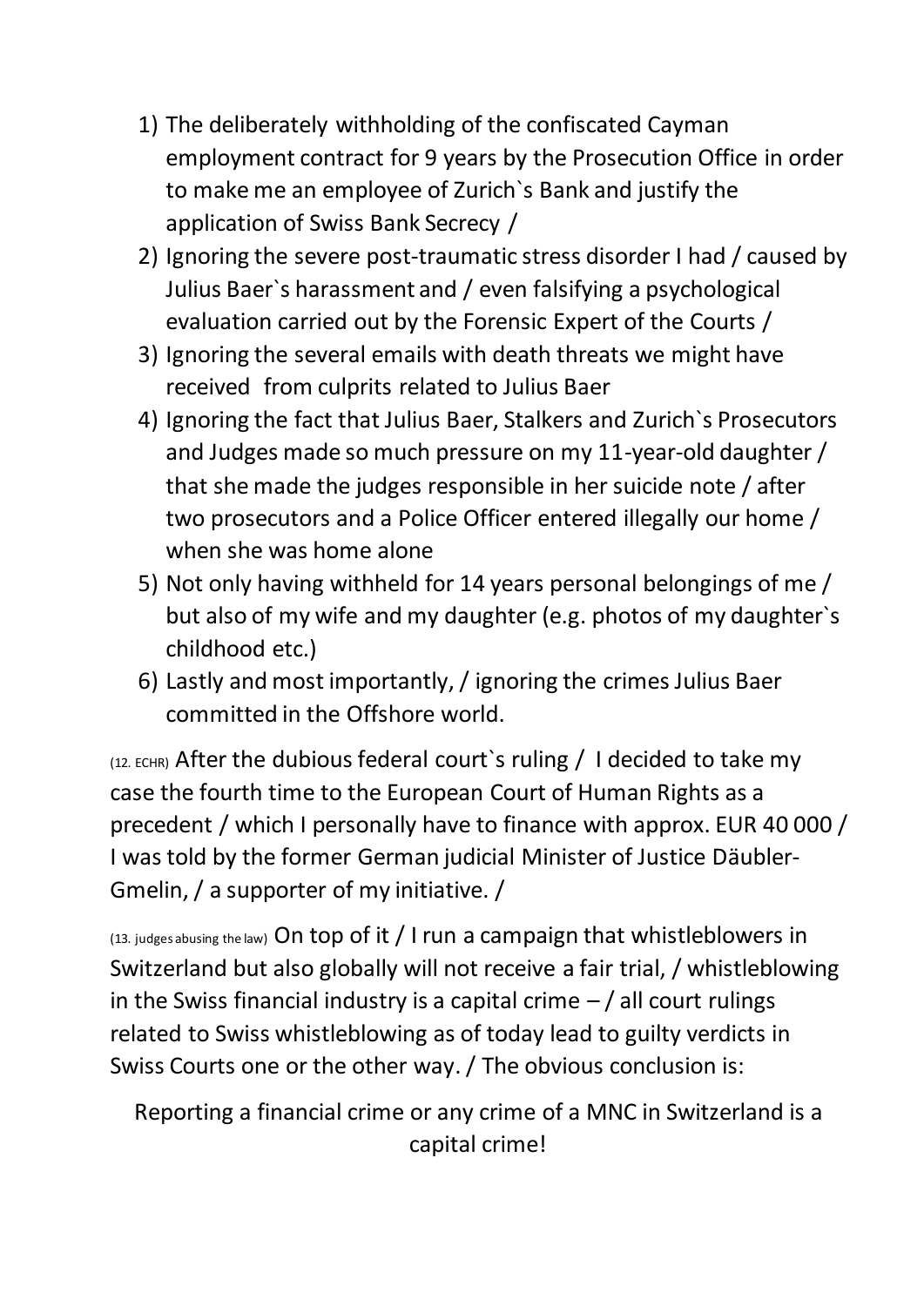1) The deliberately withholding of the confiscated Cayman employment contract for 9 years by the Prosecution Office in order to make me an employee of Zurich`s Bank and justify the application of Swiss Bank Secrecy /
2) Ignoring the severe post-traumatic stress disorder I had / caused by Julius Baer`s harassment and / even falsifying a psychological evaluation carried out by the Forensic Expert of the Courts /
3) Ignoring the several emails with death threats we might have received from culprits related to Julius Baer
4) Ignoring the fact that Julius Baer, Stalkers and Zurich`s Prosecutors and Judges made so much pressure on my 11-year-old daughter / that she made the judges responsible in her suicide note / after two prosecutors and a Police Officer entered illegally our home / when she was home alone
5) Not only having withheld for 14 years personal belongings of me / but also of my wife and my daughter (e.g. photos of my daughter`s childhood etc.)
6) Lastly and most importantly, / ignoring the crimes Julius Baer committed in the Offshore world.

(12. ECHR) After the dubious federal court`s ruling / I decided to take my case the fourth time to the European Court of Human Rights as a precedent / which I personally have to finance with approx. EUR 40 000 / I was told by the former German judicial Minister of Justice Däubler-Gmelin, / a supporter of my initiative. /

(13. judges abusing the law) On top of it / I run a campaign that whistleblowers in Switzerland but also globally will not receive a fair trial, / whistleblowing in the Swiss financial industry is a capital crime – / all court rulings related to Swiss whistleblowing as of today lead to guilty verdicts in Swiss Courts one or the other way. / The obvious conclusion is:

Reporting a financial crime or any crime of a MNC in Switzerland is a capital crime!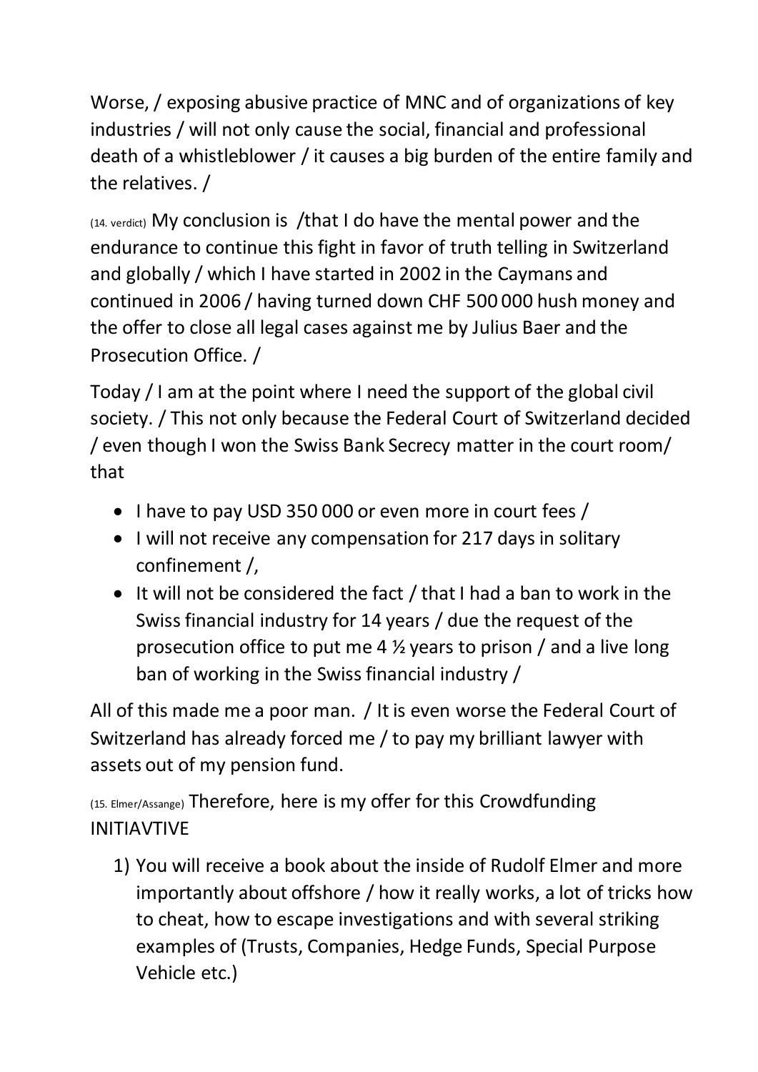Worse, / exposing abusive practice of MNC and of organizations of key industries / will not only cause the social, financial and professional death of a whistleblower / it causes a big burden of the entire family and the relatives. /

(14. verdict) My conclusion is /that I do have the mental power and the endurance to continue this fight in favor of truth telling in Switzerland and globally / which I have started in 2002 in the Caymans and continued in 2006 / having turned down CHF 500 000 hush money and the offer to close all legal cases against me by Julius Baer and the Prosecution Office. /

Today / I am at the point where I need the support of the global civil society. / This not only because the Federal Court of Switzerland decided / even though I won the Swiss Bank Secrecy matter in the court room/ that

- I have to pay USD 350 000 or even more in court fees /
- I will not receive any compensation for 217 days in solitary confinement /,
- It will not be considered the fact / that I had a ban to work in the Swiss financial industry for 14 years / due the request of the prosecution office to put me 4 ½ years to prison / and a live long ban of working in the Swiss financial industry /

All of this made me a poor man. / It is even worse the Federal Court of Switzerland has already forced me / to pay my brilliant lawyer with assets out of my pension fund.

(15. Elmer/Assange) Therefore, here is my offer for this Crowdfunding INITIAVTIVE

1) You will receive a book about the inside of Rudolf Elmer and more importantly about offshore / how it really works, a lot of tricks how to cheat, how to escape investigations and with several striking examples of (Trusts, Companies, Hedge Funds, Special Purpose Vehicle etc.)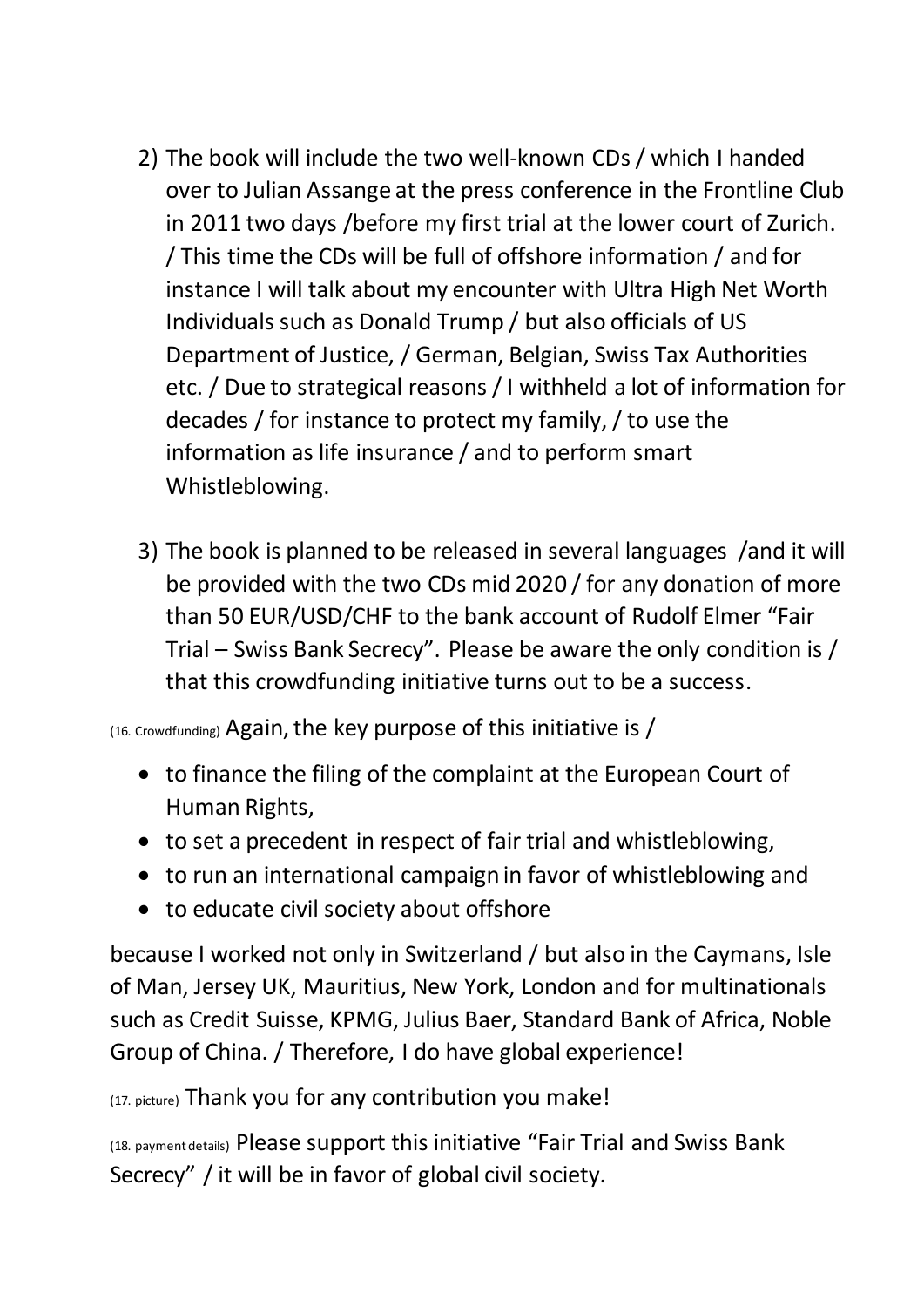2) The book will include the two well-known CDs / which I handed over to Julian Assange at the press conference in the Frontline Club in 2011 two days /before my first trial at the lower court of Zurich. / This time the CDs will be full of offshore information / and for instance I will talk about my encounter with Ultra High Net Worth Individuals such as Donald Trump / but also officials of US Department of Justice, / German, Belgian, Swiss Tax Authorities etc. / Due to strategical reasons / I withheld a lot of information for decades / for instance to protect my family, / to use the information as life insurance / and to perform smart Whistleblowing.

3) The book is planned to be released in several languages /and it will be provided with the two CDs mid 2020 / for any donation of more than 50 EUR/USD/CHF to the bank account of Rudolf Elmer "Fair Trial – Swiss Bank Secrecy". Please be aware the only condition is / that this crowdfunding initiative turns out to be a success.

(16. Crowdfunding) Again, the key purpose of this initiative is /

- to finance the filing of the complaint at the European Court of Human Rights,
- to set a precedent in respect of fair trial and whistleblowing,
- to run an international campaign in favor of whistleblowing and
- to educate civil society about offshore

because I worked not only in Switzerland / but also in the Caymans, Isle of Man, Jersey UK, Mauritius, New York, London and for multinationals such as Credit Suisse, KPMG, Julius Baer, Standard Bank of Africa, Noble Group of China. / Therefore, I do have global experience!

(17. picture) Thank you for any contribution you make!

(18. payment details) Please support this initiative "Fair Trial and Swiss Bank Secrecy" / it will be in favor of global civil society.